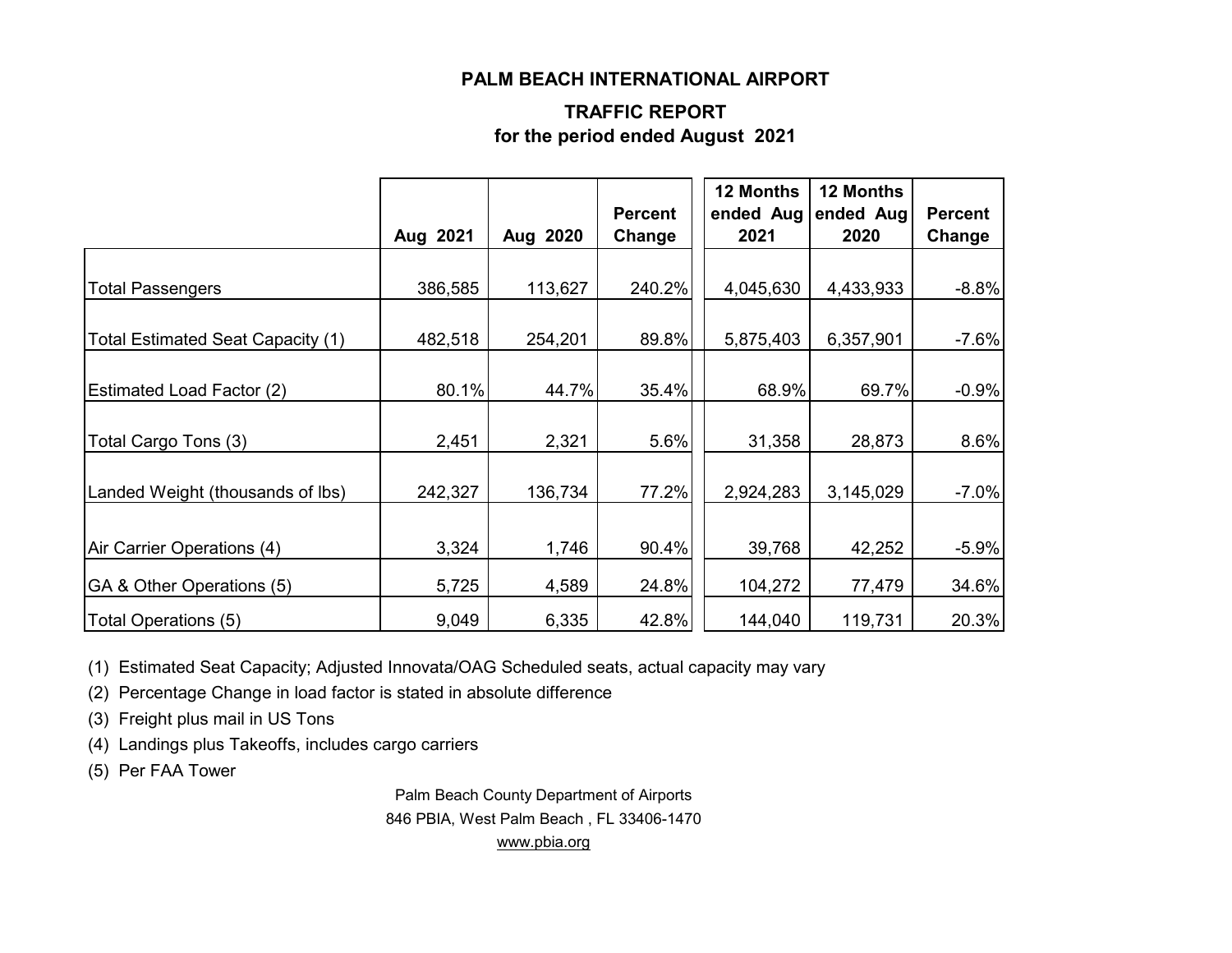# PALM BEACH INTERNATIONAL AIRPORT

## TRAFFIC REPORT

### for the period ended August 2021

| | Aug 2021 | Aug 2020 | Percent Change | 12 Months ended Aug 2021 | 12 Months ended Aug 2020 | Percent Change |
|---|---|---|---|---|---|---|
| Total Passengers | 386,585 | 113,627 | 240.2% | 4,045,630 | 4,433,933 | -8.8% |
| Total Estimated Seat Capacity (1) | 482,518 | 254,201 | 89.8% | 5,875,403 | 6,357,901 | -7.6% |
| Estimated Load Factor (2) | 80.1% | 44.7% | 35.4% | 68.9% | 69.7% | -0.9% |
| Total Cargo Tons (3) | 2,451 | 2,321 | 5.6% | 31,358 | 28,873 | 8.6% |
| Landed Weight (thousands of lbs) | 242,327 | 136,734 | 77.2% | 2,924,283 | 3,145,029 | -7.0% |
| Air Carrier Operations (4) | 3,324 | 1,746 | 90.4% | 39,768 | 42,252 | -5.9% |
| GA & Other Operations (5) | 5,725 | 4,589 | 24.8% | 104,272 | 77,479 | 34.6% |
| Total Operations (5) | 9,049 | 6,335 | 42.8% | 144,040 | 119,731 | 20.3% |

(1) Estimated Seat Capacity; Adjusted Innovata/OAG Scheduled seats, actual capacity may vary

(2) Percentage Change in load factor is stated in absolute difference

(3) Freight plus mail in US Tons

(4) Landings plus Takeoffs, includes cargo carriers

(5) Per FAA Tower

Palm Beach County Department of Airports
846 PBIA, West Palm Beach , FL 33406-1470
www.pbia.org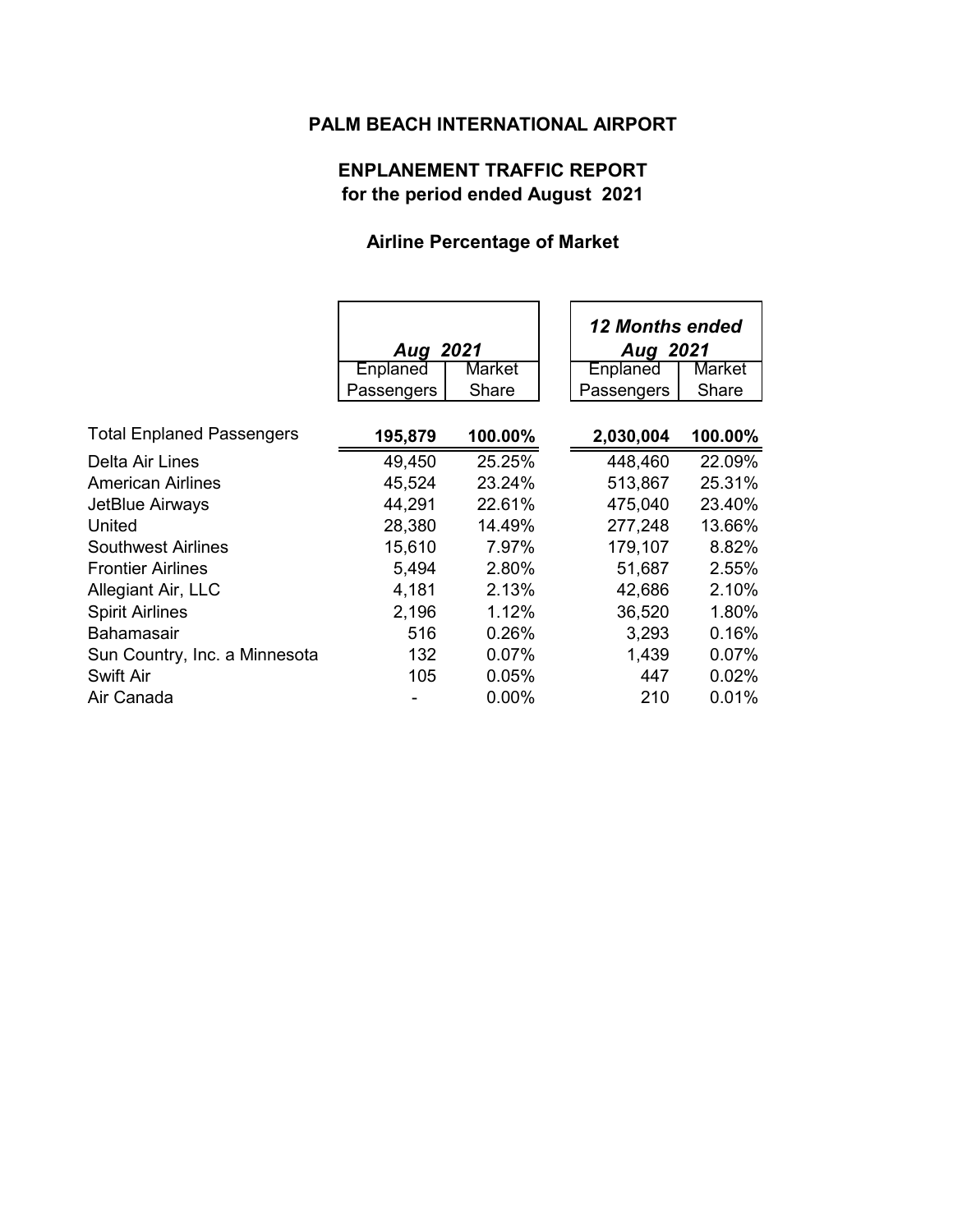# PALM BEACH INTERNATIONAL AIRPORT

## ENPLANEMENT TRAFFIC REPORT
## for the period ended August 2021

### Airline Percentage of Market

| | *Aug 2021* | | *12 Months ended Aug 2021* | |
|---|---|---|---|---|
| | Enplaned Passengers | Market Share | Enplaned Passengers | Market Share |
| **Total Enplaned Passengers** | **195,879** | **100.00%** | **2,030,004** | **100.00%** |
| Delta Air Lines | 49,450 | 25.25% | 448,460 | 22.09% |
| American Airlines | 45,524 | 23.24% | 513,867 | 25.31% |
| JetBlue Airways | 44,291 | 22.61% | 475,040 | 23.40% |
| United | 28,380 | 14.49% | 277,248 | 13.66% |
| Southwest Airlines | 15,610 | 7.97% | 179,107 | 8.82% |
| Frontier Airlines | 5,494 | 2.80% | 51,687 | 2.55% |
| Allegiant Air, LLC | 4,181 | 2.13% | 42,686 | 2.10% |
| Spirit Airlines | 2,196 | 1.12% | 36,520 | 1.80% |
| Bahamasair | 516 | 0.26% | 3,293 | 0.16% |
| Sun Country, Inc. a Minnesota | 132 | 0.07% | 1,439 | 0.07% |
| Swift Air | 105 | 0.05% | 447 | 0.02% |
| Air Canada | - | 0.00% | 210 | 0.01% |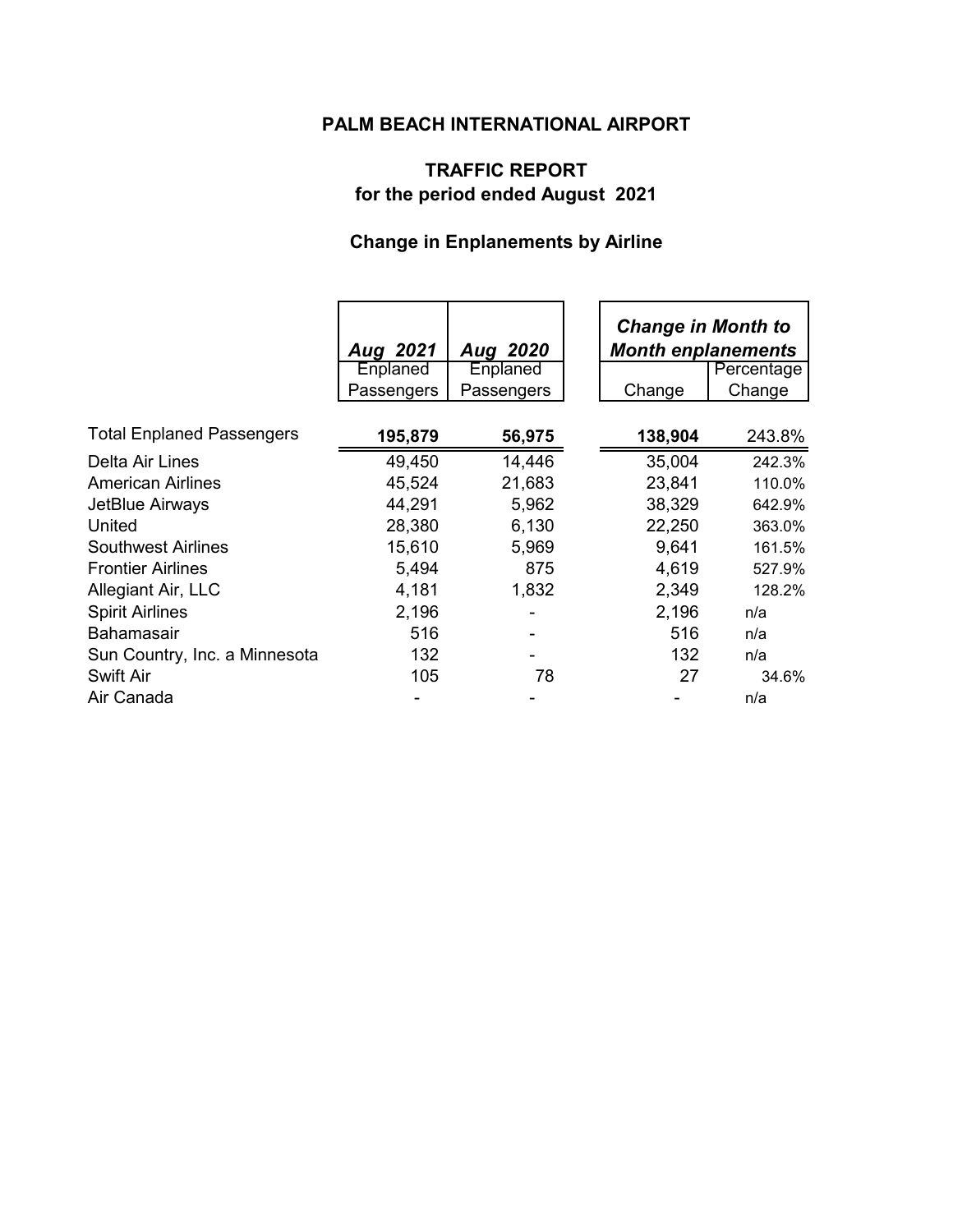# PALM BEACH INTERNATIONAL AIRPORT

## TRAFFIC REPORT
## for the period ended August 2021

### Change in Enplanements by Airline

| | ***Aug 2021*** | ***Aug 2020*** | ***Change in Month to Month enplanements*** | |
|---|---|---|---|---|
| | Enplaned Passengers | Enplaned Passengers | Change | Percentage Change |
| Total Enplaned Passengers | **195,879** | **56,975** | **138,904** | 243.8% |
| Delta Air Lines | 49,450 | 14,446 | 35,004 | 242.3% |
| American Airlines | 45,524 | 21,683 | 23,841 | 110.0% |
| JetBlue Airways | 44,291 | 5,962 | 38,329 | 642.9% |
| United | 28,380 | 6,130 | 22,250 | 363.0% |
| Southwest Airlines | 15,610 | 5,969 | 9,641 | 161.5% |
| Frontier Airlines | 5,494 | 875 | 4,619 | 527.9% |
| Allegiant Air, LLC | 4,181 | 1,832 | 2,349 | 128.2% |
| Spirit Airlines | 2,196 | - | 2,196 | n/a |
| Bahamasair | 516 | - | 516 | n/a |
| Sun Country, Inc. a Minnesota | 132 | - | 132 | n/a |
| Swift Air | 105 | 78 | 27 | 34.6% |
| Air Canada | - | - | - | n/a |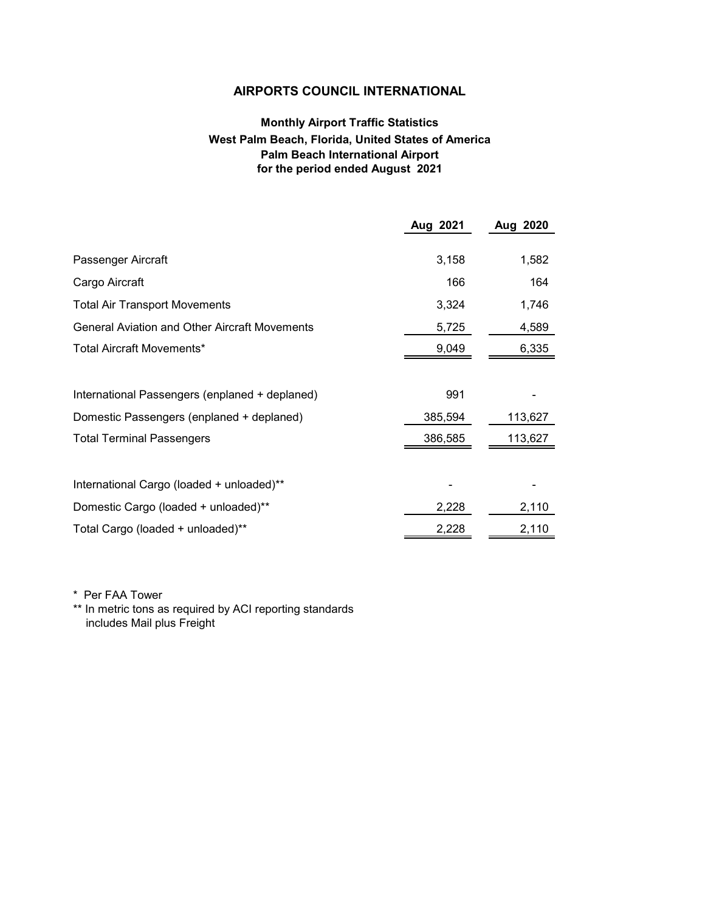## AIRPORTS COUNCIL INTERNATIONAL

### Monthly Airport Traffic Statistics
### West Palm Beach, Florida, United States of America
### Palm Beach International Airport
### for the period ended August 2021

| | Aug 2021 | Aug 2020 |
|---|---|---|
| Passenger Aircraft | 3,158 | 1,582 |
| Cargo Aircraft | 166 | 164 |
| Total Air Transport Movements | 3,324 | 1,746 |
| General Aviation and Other Aircraft Movements | 5,725 | 4,589 |
| Total Aircraft Movements* | 9,049 | 6,335 |
| | | |
| International Passengers (enplaned + deplaned) | 991 | - |
| Domestic Passengers (enplaned + deplaned) | 385,594 | 113,627 |
| Total Terminal Passengers | 386,585 | 113,627 |
| | | |
| International Cargo (loaded + unloaded)** | - | - |
| Domestic Cargo (loaded + unloaded)** | 2,228 | 2,110 |
| Total Cargo (loaded + unloaded)** | 2,228 | 2,110 |

\* Per FAA Tower

** In metric tons as required by ACI reporting standards
includes Mail plus Freight